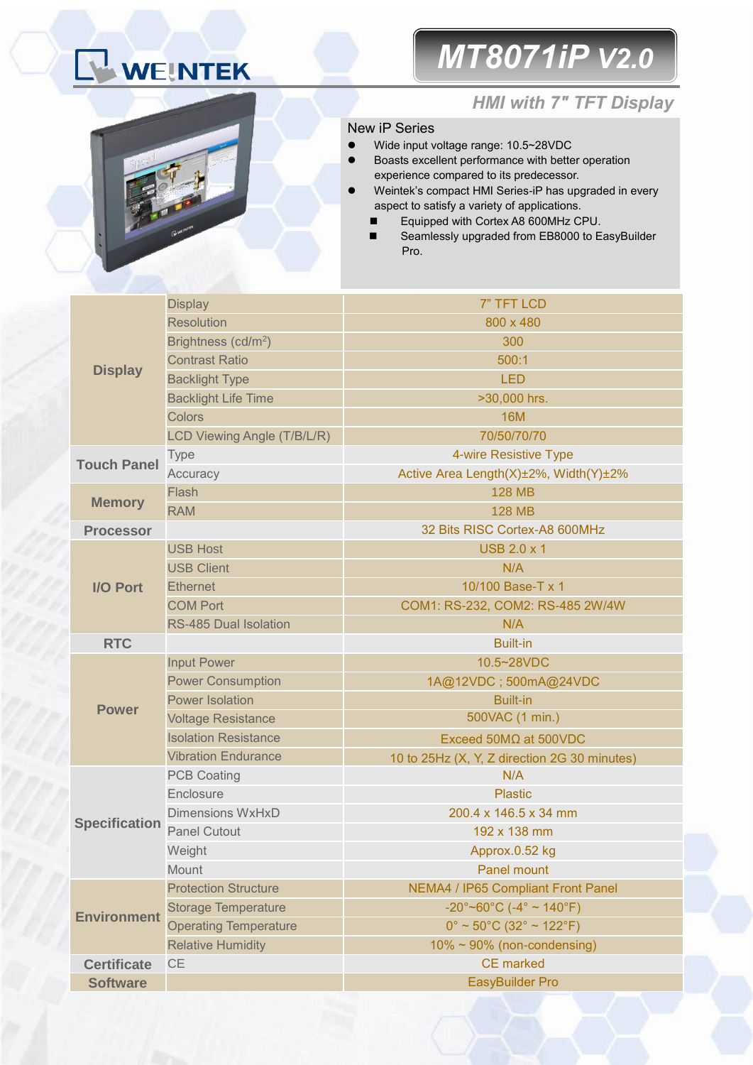# MT8071iP V2.0

## HMI with 7" TFT Display

New iP Series

- Wide input voltage range: 10.5~28VDC
- Boasts excellent performance with better operation experience compared to its predecessor.
- Weintek's compact HMI Series-iP has upgraded in every aspect to satisfy a variety of applications.
  - Equipped with Cortex A8 600MHz CPU.
  - Seamlessly upgraded from EB8000 to EasyBuilder Pro.

| | | |
|---|---|---|
| **Display** | Display | 7" TFT LCD |
| | Resolution | 800 x 480 |
| | Brightness (cd/m$^2$) | 300 |
| | Contrast Ratio | 500:1 |
| | Backlight Type | LED |
| | Backlight Life Time | >30,000 hrs. |
| | Colors | 16M |
| | LCD Viewing Angle (T/B/L/R) | 70/50/70/70 |
| **Touch Panel** | Type | 4-wire Resistive Type |
| | Accuracy | Active Area Length(X)±2%, Width(Y)±2% |
| **Memory** | Flash | 128 MB |
| | RAM | 128 MB |
| **Processor** | | 32 Bits RISC Cortex-A8 600MHz |
| **I/O Port** | USB Host | USB 2.0 x 1 |
| | USB Client | N/A |
| | Ethernet | 10/100 Base-T x 1 |
| | COM Port | COM1: RS-232, COM2: RS-485 2W/4W |
| | RS-485 Dual Isolation | N/A |
| **RTC** | | Built-in |
| **Power** | Input Power | 10.5~28VDC |
| | Power Consumption | 1A@12VDC ; 500mA@24VDC |
| | Power Isolation | Built-in |
| | Voltage Resistance | 500VAC (1 min.) |
| | Isolation Resistance | Exceed 50MΩ at 500VDC |
| | Vibration Endurance | 10 to 25Hz (X, Y, Z direction 2G 30 minutes) |
| **Specification** | PCB Coating | N/A |
| | Enclosure | Plastic |
| | Dimensions WxHxD | 200.4 x 146.5 x 34 mm |
| | Panel Cutout | 192 x 138 mm |
| | Weight | Approx.0.52 kg |
| | Mount | Panel mount |
| **Environment** | Protection Structure | NEMA4 / IP65 Compliant Front Panel |
| | Storage Temperature | -20°~60°C (-4° ~ 140°F) |
| | Operating Temperature | 0° ~ 50°C (32° ~ 122°F) |
| | Relative Humidity | 10% ~ 90% (non-condensing) |
| **Certificate** | CE | CE marked |
| **Software** | | EasyBuilder Pro |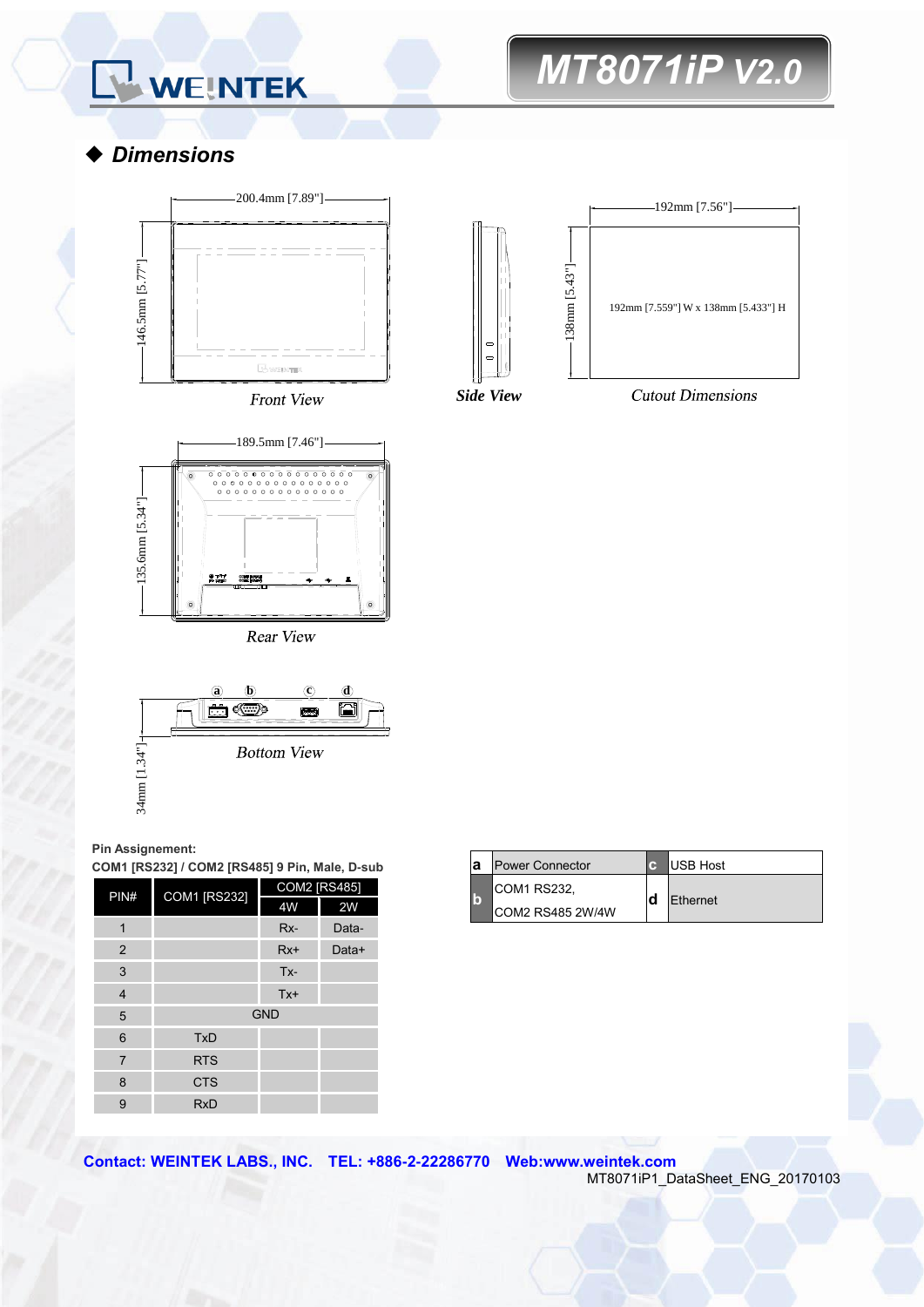## ◆ Dimensions

200.4mm [7.89"]

146.5mm [5.77"]

Front View

Side View

192mm [7.56"]

138mm [5.43"]

192mm [7.559"] W x 138mm [5.433"] H

Cutout Dimensions

189.5mm [7.46"]

135.6mm [5.34"]

Rear View

a b c d

Bottom View

34mm [1.34"]

**Pin Assignement:**

**COM1 [RS232] / COM2 [RS485] 9 Pin, Male, D-sub**

| PIN# | COM1 [RS232] | COM2 [RS485] | |
|---|---|---|---|
| | | 4W | 2W |
| 1 | | Rx- | Data- |
| 2 | | Rx+ | Data+ |
| 3 | | Tx- | |
| 4 | | Tx+ | |
| 5 | GND | | |
| 6 | TxD | | |
| 7 | RTS | | |
| 8 | CTS | | |
| 9 | RxD | | |

| | | | |
|---|---|---|---|
| a | Power Connector | c | USB Host |
| b | COM1 RS232, COM2 RS485 2W/4W | d | Ethernet |

**Contact: WEINTEK LABS., INC. TEL: +886-2-22286770 Web:www.weintek.com**

MT8071iP1_DataSheet_ENG_20170103